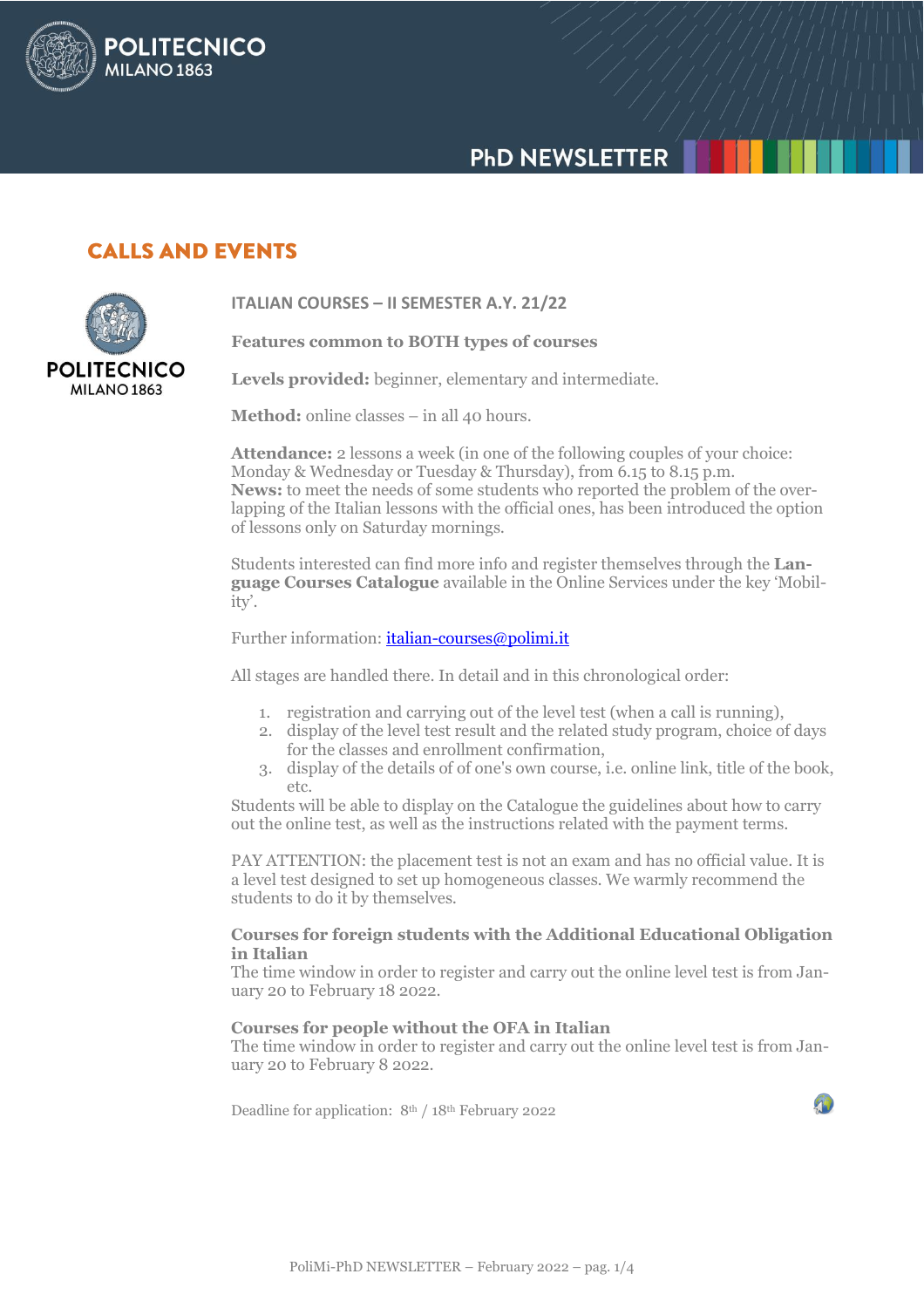# CALLS AND EVENTS

## ITALIAN COURSES – II SEMESTER A.Y. 21/22

**Features common to BOTH types of courses**

**Levels provided:** beginner, elementary and intermediate.

**Method:** online classes – in all 40 hours.

**Attendance:** 2 lessons a week (in one of the following couples of your choice: Monday & Wednesday or Tuesday & Thursday), from 6.15 to 8.15 p.m.
**News:** to meet the needs of some students who reported the problem of the overlapping of the Italian lessons with the official ones, has been introduced the option of lessons only on Saturday mornings.

Students interested can find more info and register themselves through the **Language Courses Catalogue** available in the Online Services under the key 'Mobility'.

Further information: italian-courses@polimi.it

All stages are handled there. In detail and in this chronological order:

1. registration and carrying out of the level test (when a call is running),
2. display of the level test result and the related study program, choice of days for the classes and enrollment confirmation,
3. display of the details of of one's own course, i.e. online link, title of the book, etc.

Students will be able to display on the Catalogue the guidelines about how to carry out the online test, as well as the instructions related with the payment terms.

PAY ATTENTION: the placement test is not an exam and has no official value. It is a level test designed to set up homogeneous classes. We warmly recommend the students to do it by themselves.

**Courses for foreign students with the Additional Educational Obligation in Italian**
The time window in order to register and carry out the online level test is from January 20 to February 18 2022.

**Courses for people without the OFA in Italian**
The time window in order to register and carry out the online level test is from January 20 to February 8 2022.

Deadline for application: 8th / 18th February 2022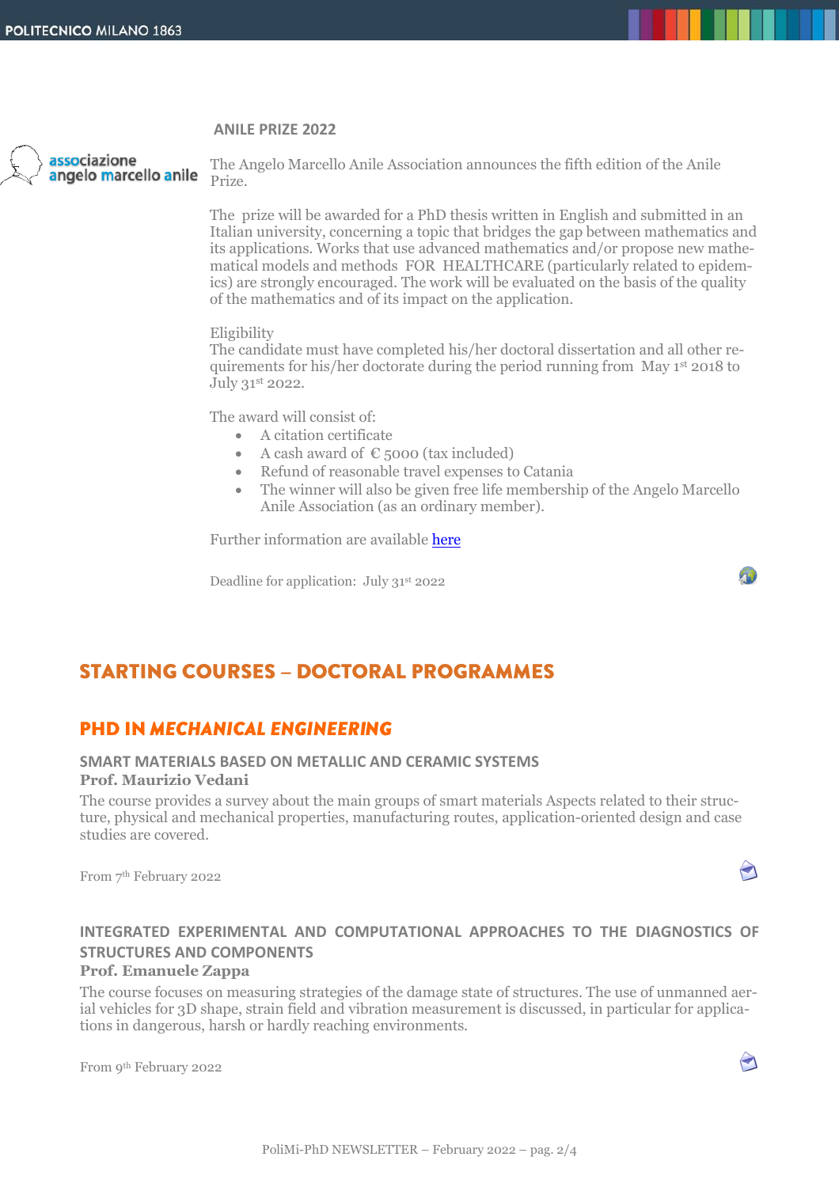### ANILE PRIZE 2022

associazione angelo marcello anile

The Angelo Marcello Anile Association announces the fifth edition of the Anile Prize.

The prize will be awarded for a PhD thesis written in English and submitted in an Italian university, concerning a topic that bridges the gap between mathematics and its applications. Works that use advanced mathematics and/or propose new mathematical models and methods FOR HEALTHCARE (particularly related to epidemics) are strongly encouraged. The work will be evaluated on the basis of the quality of the mathematics and of its impact on the application.

Eligibility
The candidate must have completed his/her doctoral dissertation and all other requirements for his/her doctorate during the period running from May 1st 2018 to July 31st 2022.

The award will consist of:

- A citation certificate
- A cash award of € 5000 (tax included)
- Refund of reasonable travel expenses to Catania
- The winner will also be given free life membership of the Angelo Marcello Anile Association (as an ordinary member).

Further information are available [here]

Deadline for application: July 31st 2022

# STARTING COURSES – DOCTORAL PROGRAMMES

## PHD IN *MECHANICAL ENGINEERING*

### SMART MATERIALS BASED ON METALLIC AND CERAMIC SYSTEMS

**Prof. Maurizio Vedani**

The course provides a survey about the main groups of smart materials Aspects related to their structure, physical and mechanical properties, manufacturing routes, application-oriented design and case studies are covered.

From 7th February 2022

### INTEGRATED EXPERIMENTAL AND COMPUTATIONAL APPROACHES TO THE DIAGNOSTICS OF STRUCTURES AND COMPONENTS

**Prof. Emanuele Zappa**

The course focuses on measuring strategies of the damage state of structures. The use of unmanned aerial vehicles for 3D shape, strain field and vibration measurement is discussed, in particular for applications in dangerous, harsh or hardly reaching environments.

From 9th February 2022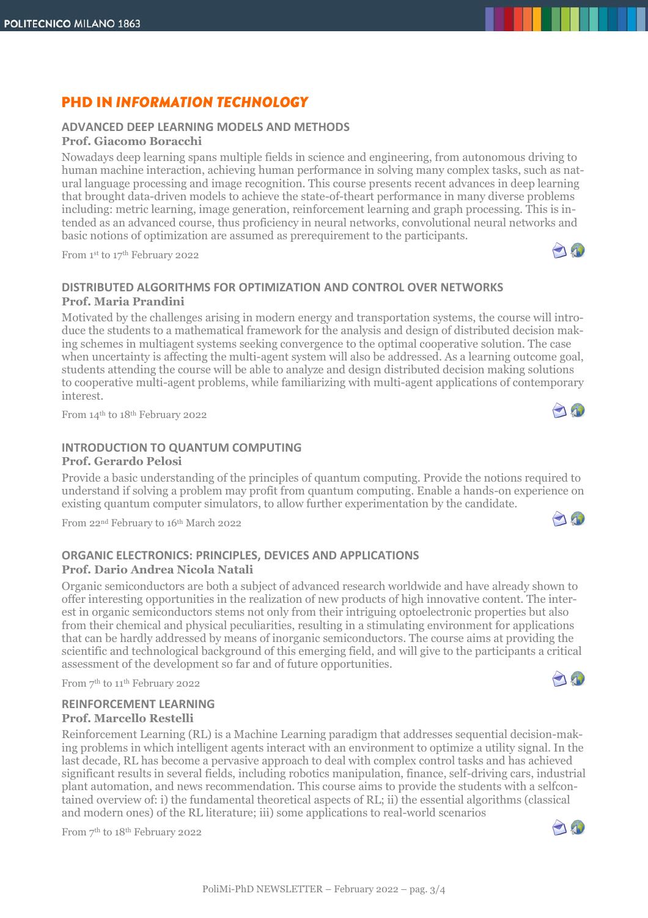## PHD IN *INFORMATION TECHNOLOGY*

### ADVANCED DEEP LEARNING MODELS AND METHODS

**Prof. Giacomo Boracchi**

Nowadays deep learning spans multiple fields in science and engineering, from autonomous driving to human machine interaction, achieving human performance in solving many complex tasks, such as natural language processing and image recognition. This course presents recent advances in deep learning that brought data-driven models to achieve the state-of-theart performance in many diverse problems including: metric learning, image generation, reinforcement learning and graph processing. This is intended as an advanced course, thus proficiency in neural networks, convolutional neural networks and basic notions of optimization are assumed as prerequirement to the participants.

From 1st to 17th February 2022

### DISTRIBUTED ALGORITHMS FOR OPTIMIZATION AND CONTROL OVER NETWORKS

**Prof. Maria Prandini**

Motivated by the challenges arising in modern energy and transportation systems, the course will introduce the students to a mathematical framework for the analysis and design of distributed decision making schemes in multiagent systems seeking convergence to the optimal cooperative solution. The case when uncertainty is affecting the multi-agent system will also be addressed. As a learning outcome goal, students attending the course will be able to analyze and design distributed decision making solutions to cooperative multi-agent problems, while familiarizing with multi-agent applications of contemporary interest.

From 14th to 18th February 2022

### INTRODUCTION TO QUANTUM COMPUTING

**Prof. Gerardo Pelosi**

Provide a basic understanding of the principles of quantum computing. Provide the notions required to understand if solving a problem may profit from quantum computing. Enable a hands-on experience on existing quantum computer simulators, to allow further experimentation by the candidate.

From 22nd February to 16th March 2022

### ORGANIC ELECTRONICS: PRINCIPLES, DEVICES AND APPLICATIONS

**Prof. Dario Andrea Nicola Natali**

Organic semiconductors are both a subject of advanced research worldwide and have already shown to offer interesting opportunities in the realization of new products of high innovative content. The interest in organic semiconductors stems not only from their intriguing optoelectronic properties but also from their chemical and physical peculiarities, resulting in a stimulating environment for applications that can be hardly addressed by means of inorganic semiconductors. The course aims at providing the scientific and technological background of this emerging field, and will give to the participants a critical assessment of the development so far and of future opportunities.

From 7th to 11th February 2022

### REINFORCEMENT LEARNING

**Prof. Marcello Restelli**

Reinforcement Learning (RL) is a Machine Learning paradigm that addresses sequential decision-making problems in which intelligent agents interact with an environment to optimize a utility signal. In the last decade, RL has become a pervasive approach to deal with complex control tasks and has achieved significant results in several fields, including robotics manipulation, finance, self-driving cars, industrial plant automation, and news recommendation. This course aims to provide the students with a selfcontained overview of: i) the fundamental theoretical aspects of RL; ii) the essential algorithms (classical and modern ones) of the RL literature; iii) some applications to real-world scenarios

From 7th to 18th February 2022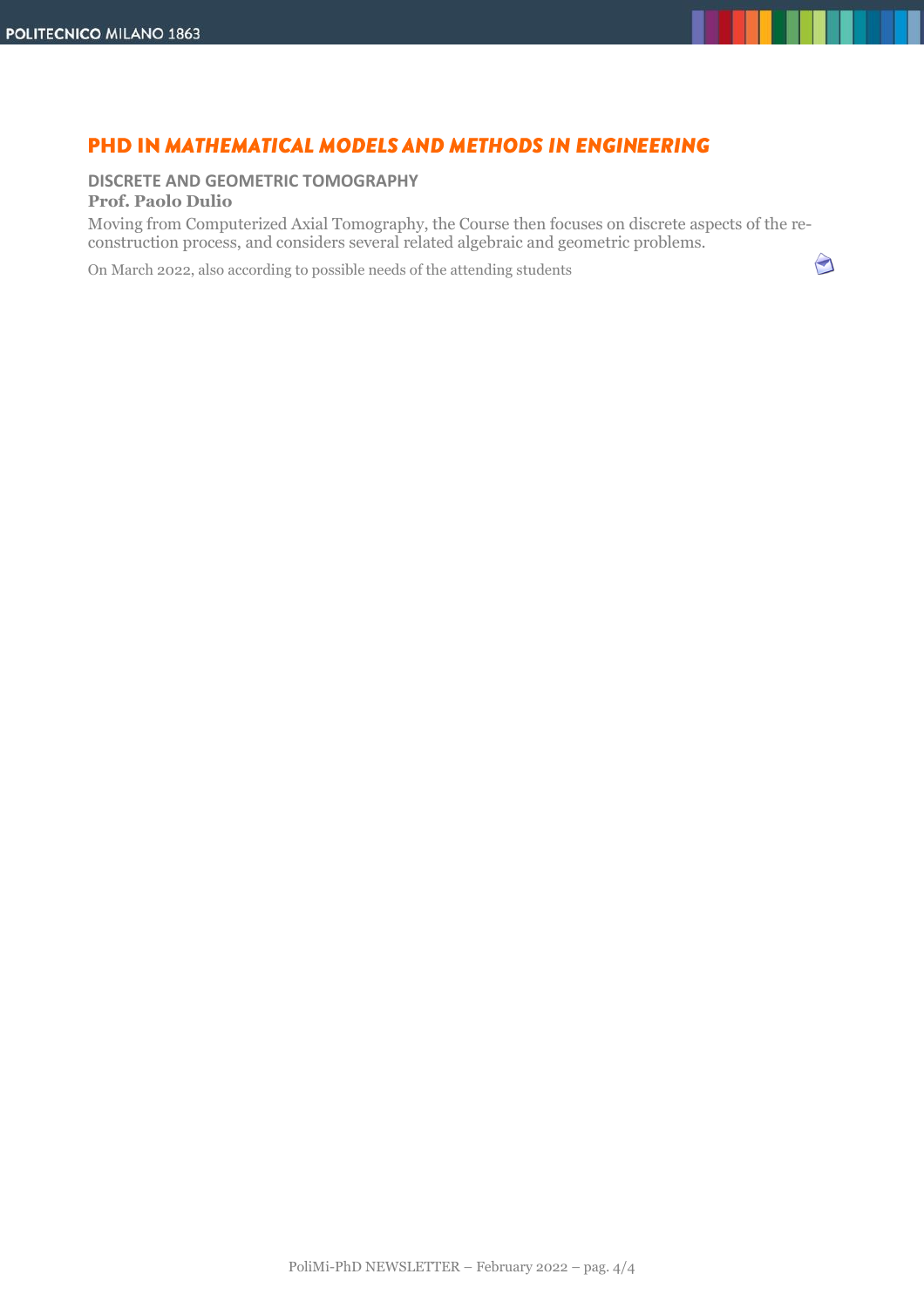## PHD IN *MATHEMATICAL MODELS AND METHODS IN ENGINEERING*

### DISCRETE AND GEOMETRIC TOMOGRAPHY

**Prof. Paolo Dulio**

Moving from Computerized Axial Tomography, the Course then focuses on discrete aspects of the reconstruction process, and considers several related algebraic and geometric problems.

On March 2022, also according to possible needs of the attending students